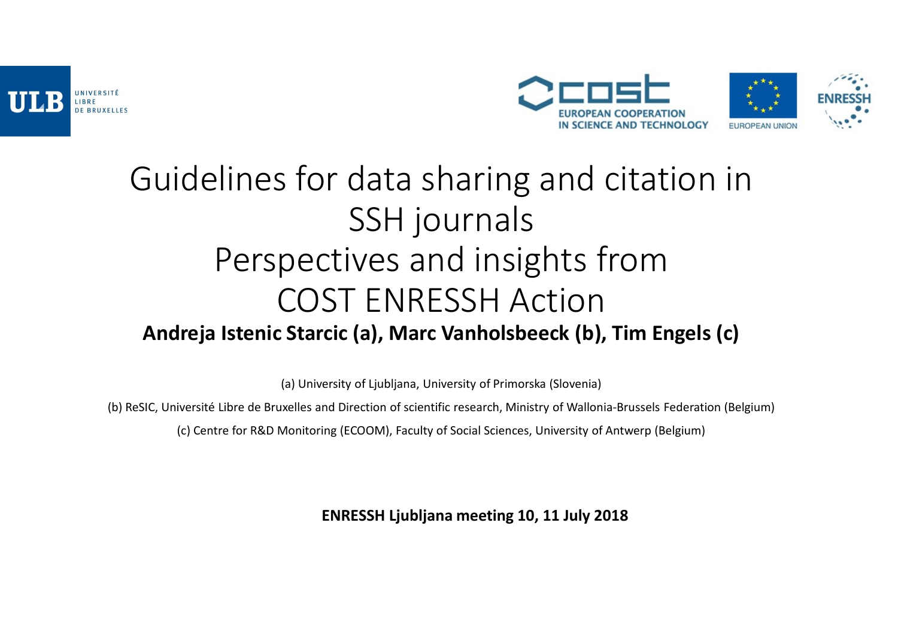# Guidelines for data sharing and citation in SSH journals
# Perspectives and insights from COST ENRESSH Action

**Andreja Istenic Starcic (a), Marc Vanholsbeeck (b), Tim Engels (c)**

(a) University of Ljubljana, University of Primorska (Slovenia)

(b) ReSIC, Université Libre de Bruxelles and Direction of scientific research, Ministry of Wallonia-Brussels Federation (Belgium)

(c) Centre for R&D Monitoring (ECOOM), Faculty of Social Sciences, University of Antwerp (Belgium)

**ENRESSH Ljubljana meeting 10, 11 July 2018**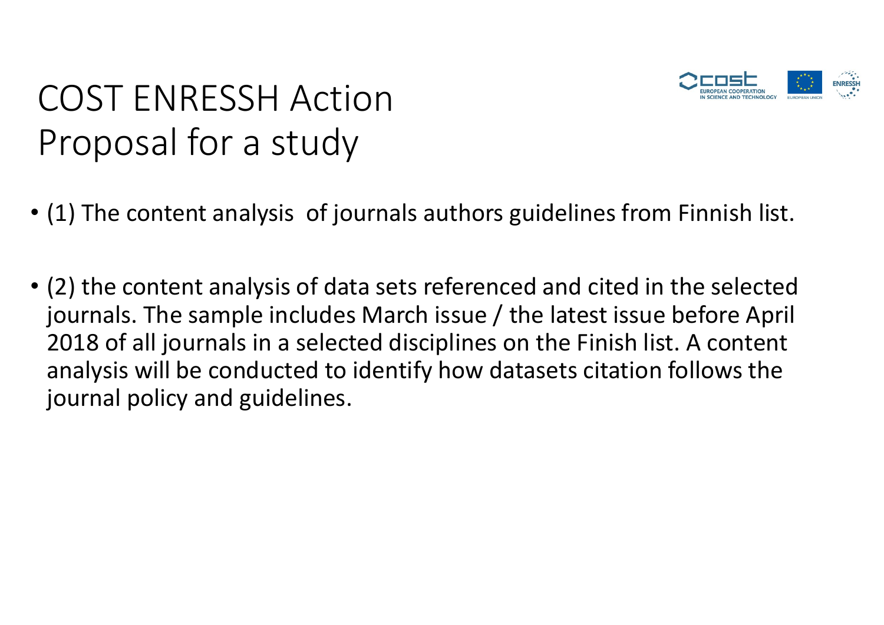# COST ENRESSH Action
# Proposal for a study

- (1) The content analysis  of journals authors guidelines from Finnish list.

- (2) the content analysis of data sets referenced and cited in the selected journals. The sample includes March issue / the latest issue before April 2018 of all journals in a selected disciplines on the Finish list. A content analysis will be conducted to identify how datasets citation follows the journal policy and guidelines.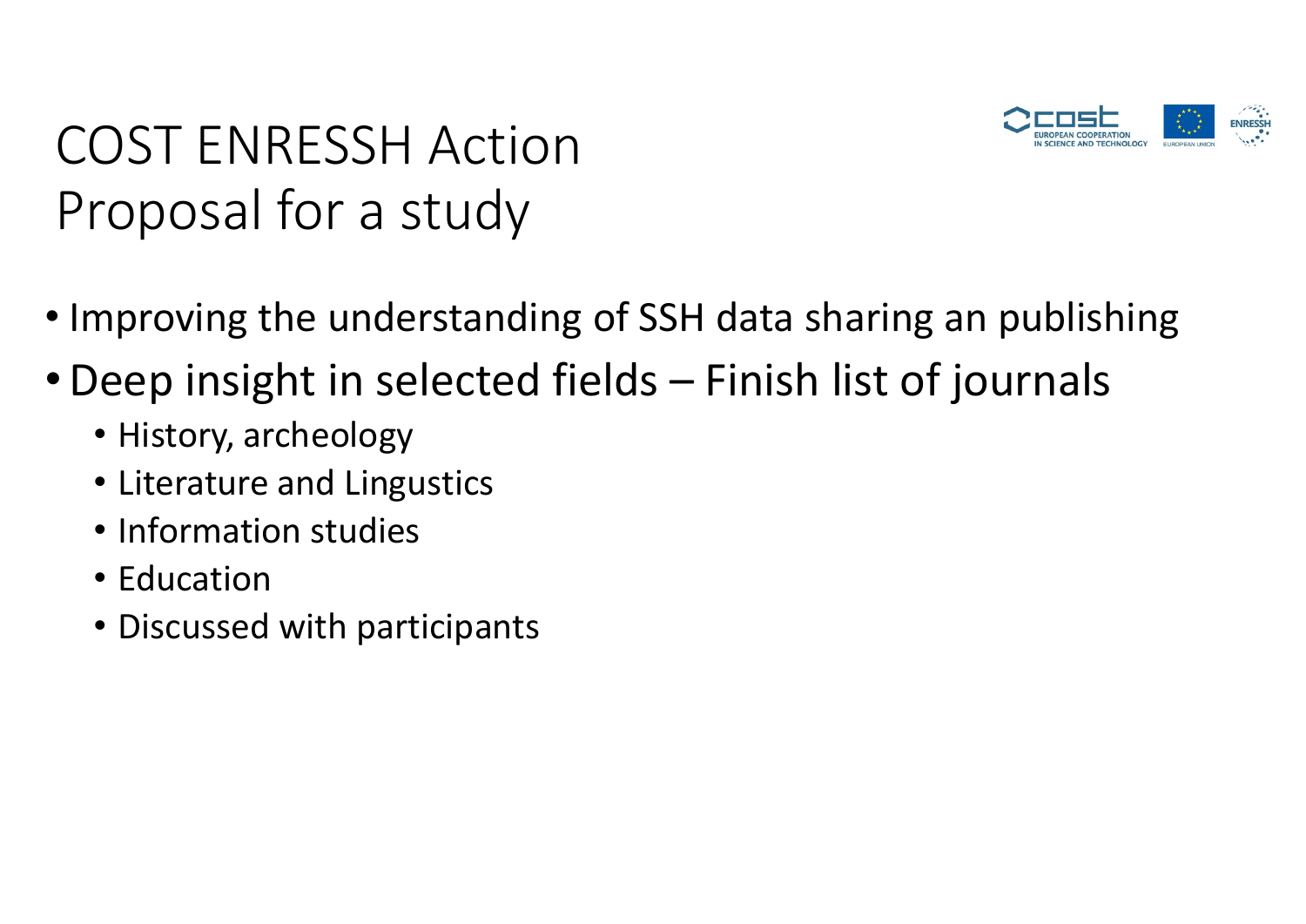# COST ENRESSH Action
# Proposal for a study

- Improving the understanding of SSH data sharing an publishing
- Deep insight in selected fields – Finish list of journals
  - History, archeology
  - Literature and Lingustics
  - Information studies
  - Education
  - Discussed with participants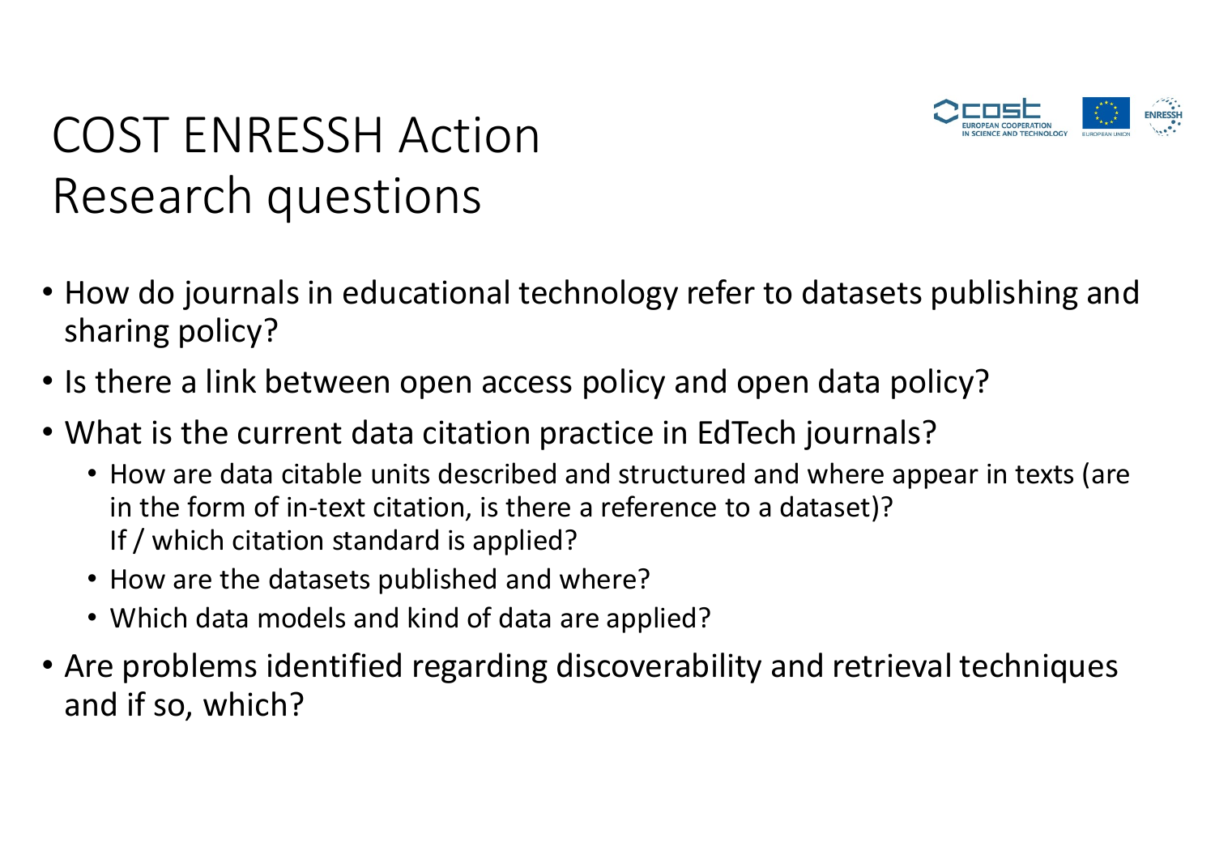# COST ENRESSH Action
# Research questions

- How do journals in educational technology refer to datasets publishing and sharing policy?
- Is there a link between open access policy and open data policy?
- What is the current data citation practice in EdTech journals?
  - How are data citable units described and structured and where appear in texts (are in the form of in-text citation, is there a reference to a dataset)? If / which citation standard is applied?
  - How are the datasets published and where?
  - Which data models and kind of data are applied?
- Are problems identified regarding discoverability and retrieval techniques and if so, which?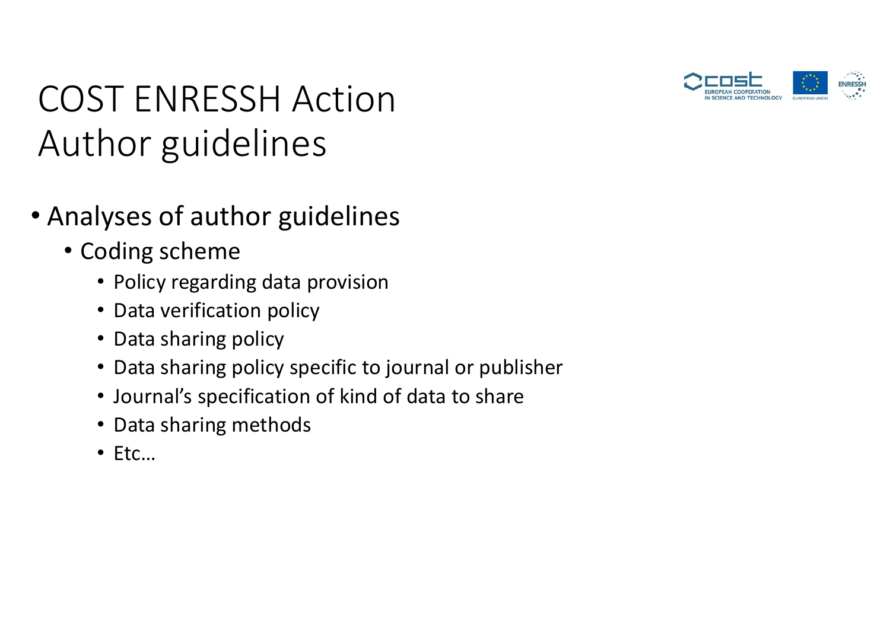# COST ENRESSH Action Author guidelines

- Analyses of author guidelines
  - Coding scheme
    - Policy regarding data provision
    - Data verification policy
    - Data sharing policy
    - Data sharing policy specific to journal or publisher
    - Journal's specification of kind of data to share
    - Data sharing methods
    - Etc…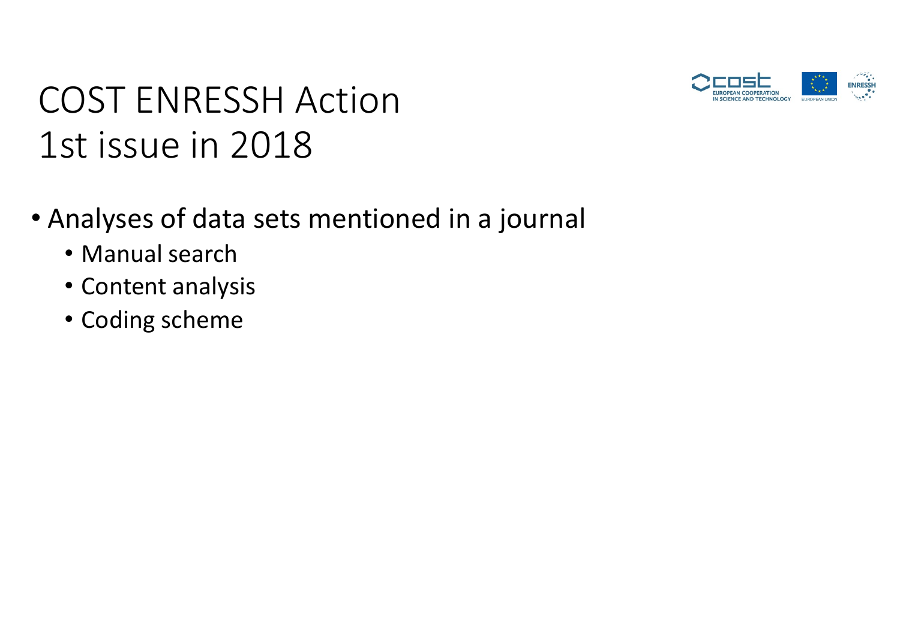# COST ENRESSH Action
# 1st issue in 2018

- Analyses of data sets mentioned in a journal
  - Manual search
  - Content analysis
  - Coding scheme